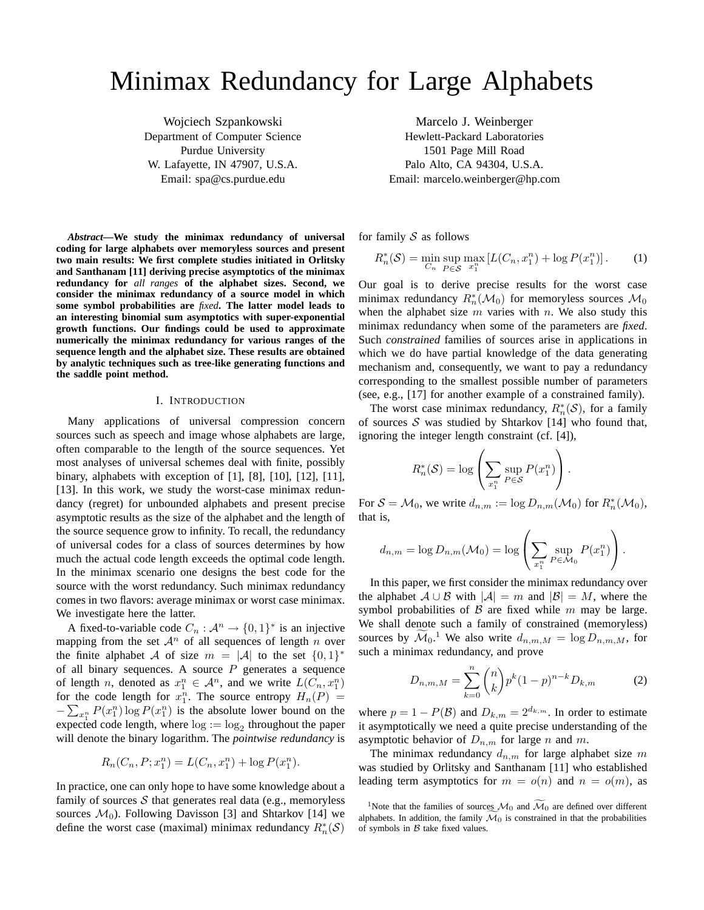# Minimax Redundancy for Large Alphabets

Wojciech Szpankowski
Department of Computer Science
Purdue University
W. Lafayette, IN 47907, U.S.A.
Email: spa@cs.purdue.edu

Marcelo J. Weinberger
Hewlett-Packard Laboratories
1501 Page Mill Road
Palo Alto, CA 94304, U.S.A.
Email: marcelo.weinberger@hp.com

***Abstract*—We study the minimax redundancy of universal coding for large alphabets over memoryless sources and present two main results: We first complete studies initiated in Orlitsky and Santhanam [11] deriving precise asymptotics of the minimax redundancy for *all ranges* of the alphabet sizes. Second, we consider the minimax redundancy of a source model in which some symbol probabilities are *fixed*. The latter model leads to an interesting binomial sum asymptotics with super-exponential growth functions. Our findings could be used to approximate numerically the minimax redundancy for various ranges of the sequence length and the alphabet size. These results are obtained by analytic techniques such as tree-like generating functions and the saddle point method.**

## I. Introduction

Many applications of universal compression concern sources such as speech and image whose alphabets are large, often comparable to the length of the source sequences. Yet most analyses of universal schemes deal with finite, possibly binary, alphabets with exception of [1], [8], [10], [12], [11], [13]. In this work, we study the worst-case minimax redundancy (regret) for unbounded alphabets and present precise asymptotic results as the size of the alphabet and the length of the source sequence grow to infinity. To recall, the redundancy of universal codes for a class of sources determines by how much the actual code length exceeds the optimal code length. In the minimax scenario one designs the best code for the source with the worst redundancy. Such minimax redundancy comes in two flavors: average minimax or worst case minimax. We investigate here the latter.

A fixed-to-variable code $C_n : \mathcal{A}^n \to \{0,1\}^*$ is an injective mapping from the set $\mathcal{A}^n$ of all sequences of length $n$ over the finite alphabet $\mathcal{A}$ of size $m = |\mathcal{A}|$ to the set $\{0,1\}^*$ of all binary sequences. A source $P$ generates a sequence of length $n$, denoted as $x_1^n \in \mathcal{A}^n$, and we write $L(C_n, x_1^n)$ for the code length for $x_1^n$. The source entropy $H_n(P) = -\sum_{x_1^n} P(x_1^n)\log P(x_1^n)$ is the absolute lower bound on the expected code length, where $\log := \log_2$ throughout the paper will denote the binary logarithm. The *pointwise redundancy* is

$$R_n(C_n, P; x_1^n) = L(C_n, x_1^n) + \log P(x_1^n).$$

In practice, one can only hope to have some knowledge about a family of sources $\mathcal{S}$ that generates real data (e.g., memoryless sources $\mathcal{M}_0$). Following Davisson [3] and Shtarkov [14] we define the worst case (maximal) minimax redundancy $R_n^*(\mathcal{S})$ for family $\mathcal{S}$ as follows

$$R_n^*(\mathcal{S}) = \min_{C_n} \sup_{P \in \mathcal{S}} \max_{x_1^n} \left[L(C_n, x_1^n) + \log P(x_1^n)\right]. \qquad (1)$$

Our goal is to derive precise results for the worst case minimax redundancy $R_n^*(\mathcal{M}_0)$ for memoryless sources $\mathcal{M}_0$ when the alphabet size $m$ varies with $n$. We also study this minimax redundancy when some of the parameters are *fixed*. Such *constrained* families of sources arise in applications in which we do have partial knowledge of the data generating mechanism and, consequently, we want to pay a redundancy corresponding to the smallest possible number of parameters (see, e.g., [17] for another example of a constrained family).

The worst case minimax redundancy, $R_n^*(\mathcal{S})$, for a family of sources $\mathcal{S}$ was studied by Shtarkov [14] who found that, ignoring the integer length constraint (cf. [4]),

$$R_n^*(\mathcal{S}) = \log\left(\sum_{x_1^n} \sup_{P \in \mathcal{S}} P(x_1^n)\right).$$

For $\mathcal{S} = \mathcal{M}_0$, we write $d_{n,m} := \log D_{n,m}(\mathcal{M}_0)$ for $R_n^*(\mathcal{M}_0)$, that is,

$$d_{n,m} = \log D_{n,m}(\mathcal{M}_0) = \log\left(\sum_{x_1^n} \sup_{P \in \mathcal{M}_0} P(x_1^n)\right).$$

In this paper, we first consider the minimax redundancy over the alphabet $\mathcal{A} \cup \mathcal{B}$ with $|\mathcal{A}| = m$ and $|\mathcal{B}| = M$, where the symbol probabilities of $\mathcal{B}$ are fixed while $m$ may be large. We shall denote such a family of constrained (memoryless) sources by $\widetilde{\mathcal{M}}_0$.[1] We also write $d_{n,m,M} = \log D_{n,m,M}$, for such a minimax redundancy, and prove

$$D_{n,m,M} = \sum_{k=0}^{n} \binom{n}{k} p^k (1-p)^{n-k} D_{k,m} \qquad (2)$$

where $p = 1 - P(\mathcal{B})$ and $D_{k,m} = 2^{d_{k,m}}$. In order to estimate it asymptotically we need a quite precise understanding of the asymptotic behavior of $D_{n,m}$ for large $n$ and $m$.

The minimax redundancy $d_{n,m}$ for large alphabet size $m$ was studied by Orlitsky and Santhanam [11] who established leading term asymptotics for $m = o(n)$ and $n = o(m)$, as

[1] Note that the families of sources $\mathcal{M}_0$ and $\widetilde{\mathcal{M}}_0$ are defined over different alphabets. In addition, the family $\widetilde{\mathcal{M}}_0$ is constrained in that the probabilities of symbols in $\mathcal{B}$ take fixed values.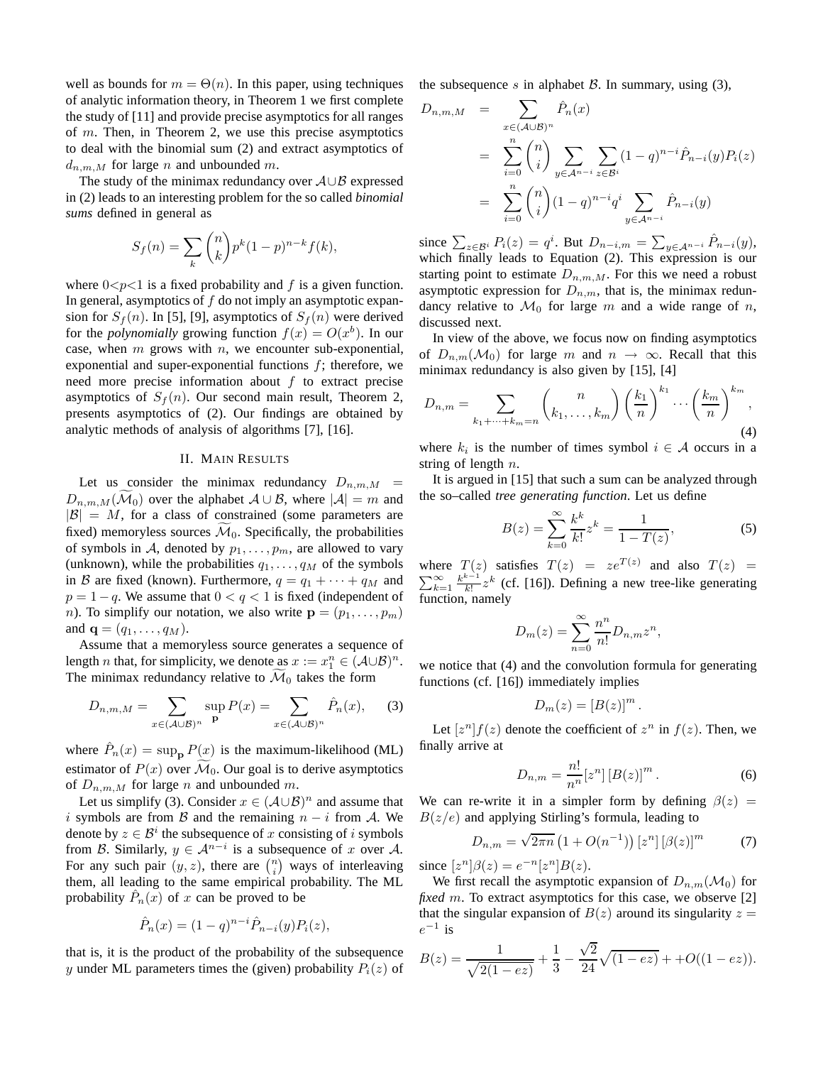well as bounds for $m = \Theta(n)$. In this paper, using techniques of analytic information theory, in Theorem 1 we first complete the study of [11] and provide precise asymptotics for all ranges of $m$. Then, in Theorem 2, we use this precise asymptotics to deal with the binomial sum (2) and extract asymptotics of $d_{n,m,M}$ for large $n$ and unbounded $m$.

The study of the minimax redundancy over $\mathcal{A}\cup\mathcal{B}$ expressed in (2) leads to an interesting problem for the so called *binomial sums* defined in general as

$$S_f(n) = \sum_k \binom{n}{k} p^k (1-p)^{n-k} f(k),$$

where $0<p<1$ is a fixed probability and $f$ is a given function. In general, asymptotics of $f$ do not imply an asymptotic expansion for $S_f(n)$. In [5], [9], asymptotics of $S_f(n)$ were derived for the *polynomially* growing function $f(x) = O(x^b)$. In our case, when $m$ grows with $n$, we encounter sub-exponential, exponential and super-exponential functions $f$; therefore, we need more precise information about $f$ to extract precise asymptotics of $S_f(n)$. Our second main result, Theorem 2, presents asymptotics of (2). Our findings are obtained by analytic methods of analysis of algorithms [7], [16].

## II. Main Results

Let us consider the minimax redundancy $D_{n,m,M} = D_{n,m,M}(\widetilde{\mathcal{M}}_0)$ over the alphabet $\mathcal{A}\cup\mathcal{B}$, where $|\mathcal{A}| = m$ and $|\mathcal{B}| = M$, for a class of constrained (some parameters are fixed) memoryless sources $\widetilde{\mathcal{M}}_0$. Specifically, the probabilities of symbols in $\mathcal{A}$, denoted by $p_1, \ldots, p_m$, are allowed to vary (unknown), while the probabilities $q_1, \ldots, q_M$ of the symbols in $\mathcal{B}$ are fixed (known). Furthermore, $q = q_1 + \cdots + q_M$ and $p = 1-q$. We assume that $0 < q < 1$ is fixed (independent of $n$). To simplify our notation, we also write $\mathbf{p} = (p_1, \ldots, p_m)$ and $\mathbf{q} = (q_1, \ldots, q_M)$.

Assume that a memoryless source generates a sequence of length $n$ that, for simplicity, we denote as $x := x_1^n \in (\mathcal{A}\cup\mathcal{B})^n$. The minimax redundancy relative to $\widetilde{\mathcal{M}}_0$ takes the form

$$D_{n,m,M} = \sum_{x\in(\mathcal{A}\cup\mathcal{B})^n} \sup_{\mathbf{p}} P(x) = \sum_{x\in(\mathcal{A}\cup\mathcal{B})^n} \hat{P}_n(x), \quad (3)$$

where $\hat{P}_n(x) = \sup_{\mathbf{p}} P(x)$ is the maximum-likelihood (ML) estimator of $P(x)$ over $\widetilde{\mathcal{M}}_0$. Our goal is to derive asymptotics of $D_{n,m,M}$ for large $n$ and unbounded $m$.

Let us simplify (3). Consider $x \in (\mathcal{A}\cup\mathcal{B})^n$ and assume that $i$ symbols are from $\mathcal{B}$ and the remaining $n-i$ from $\mathcal{A}$. We denote by $z \in \mathcal{B}^i$ the subsequence of $x$ consisting of $i$ symbols from $\mathcal{B}$. Similarly, $y \in \mathcal{A}^{n-i}$ is a subsequence of $x$ over $\mathcal{A}$. For any such pair $(y,z)$, there are $\binom{n}{i}$ ways of interleaving them, all leading to the same empirical probability. The ML probability $\hat{P}_n(x)$ of $x$ can be proved to be

$$\hat{P}_n(x) = (1-q)^{n-i}\hat{P}_{n-i}(y)P_i(z),$$

that is, it is the product of the probability of the subsequence $y$ under ML parameters times the (given) probability $P_i(z)$ of the subsequence $s$ in alphabet $\mathcal{B}$. In summary, using (3),

$$\begin{aligned}
D_{n,m,M} &= \sum_{x\in(\mathcal{A}\cup\mathcal{B})^n} \hat{P}_n(x) \\
&= \sum_{i=0}^{n} \binom{n}{i} \sum_{y\in\mathcal{A}^{n-i}} \sum_{z\in\mathcal{B}^i} (1-q)^{n-i}\hat{P}_{n-i}(y)P_i(z) \\
&= \sum_{i=0}^{n} \binom{n}{i} (1-q)^{n-i} q^i \sum_{y\in\mathcal{A}^{n-i}} \hat{P}_{n-i}(y)
\end{aligned}$$

since $\sum_{z\in\mathcal{B}^i} P_i(z) = q^i$. But $D_{n-i,m} = \sum_{y\in\mathcal{A}^{n-i}} \hat{P}_{n-i}(y)$, which finally leads to Equation (2). This expression is our starting point to estimate $D_{n,m,M}$. For this we need a robust asymptotic expression for $D_{n,m}$, that is, the minimax redundancy relative to $\mathcal{M}_0$ for large $m$ and a wide range of $n$, discussed next.

In view of the above, we focus now on finding asymptotics of $D_{n,m}(\mathcal{M}_0)$ for large $m$ and $n \to \infty$. Recall that this minimax redundancy is also given by [15], [4]

$$D_{n,m} = \sum_{k_1+\cdots+k_m=n} \binom{n}{k_1,\ldots,k_m} \left(\frac{k_1}{n}\right)^{k_1} \cdots \left(\frac{k_m}{n}\right)^{k_m}, \quad (4)$$

where $k_i$ is the number of times symbol $i \in \mathcal{A}$ occurs in a string of length $n$.

It is argued in [15] that such a sum can be analyzed through the so–called *tree generating function*. Let us define

$$B(z) = \sum_{k=0}^{\infty} \frac{k^k}{k!} z^k = \frac{1}{1-T(z)}, \quad (5)$$

where $T(z)$ satisfies $T(z) = ze^{T(z)}$ and also $T(z) = \sum_{k=1}^{\infty} \frac{k^{k-1}}{k!} z^k$ (cf. [16]). Defining a new tree-like generating function, namely

$$D_m(z) = \sum_{n=0}^{\infty} \frac{n^n}{n!} D_{n,m} z^n,$$

we notice that (4) and the convolution formula for generating functions (cf. [16]) immediately implies

$$D_m(z) = [B(z)]^m.$$

Let $[z^n]f(z)$ denote the coefficient of $z^n$ in $f(z)$. Then, we finally arrive at

$$D_{n,m} = \frac{n!}{n^n}[z^n]\,[B(z)]^m. \quad (6)$$

We can re-write it in a simpler form by defining $\beta(z) = B(z/e)$ and applying Stirling's formula, leading to

$$D_{n,m} = \sqrt{2\pi n}\left(1 + O(n^{-1})\right)[z^n]\,[\beta(z)]^m \quad (7)$$

since $[z^n]\beta(z) = e^{-n}[z^n]B(z)$.

We first recall the asymptotic expansion of $D_{n,m}(\mathcal{M}_0)$ for *fixed* $m$. To extract asymptotics for this case, we observe [2] that the singular expansion of $B(z)$ around its singularity $z = e^{-1}$ is

$$B(z) = \frac{1}{\sqrt{2(1-ez)}} + \frac{1}{3} - \frac{\sqrt{2}}{24}\sqrt{(1-ez)} + +O((1-ez)).$$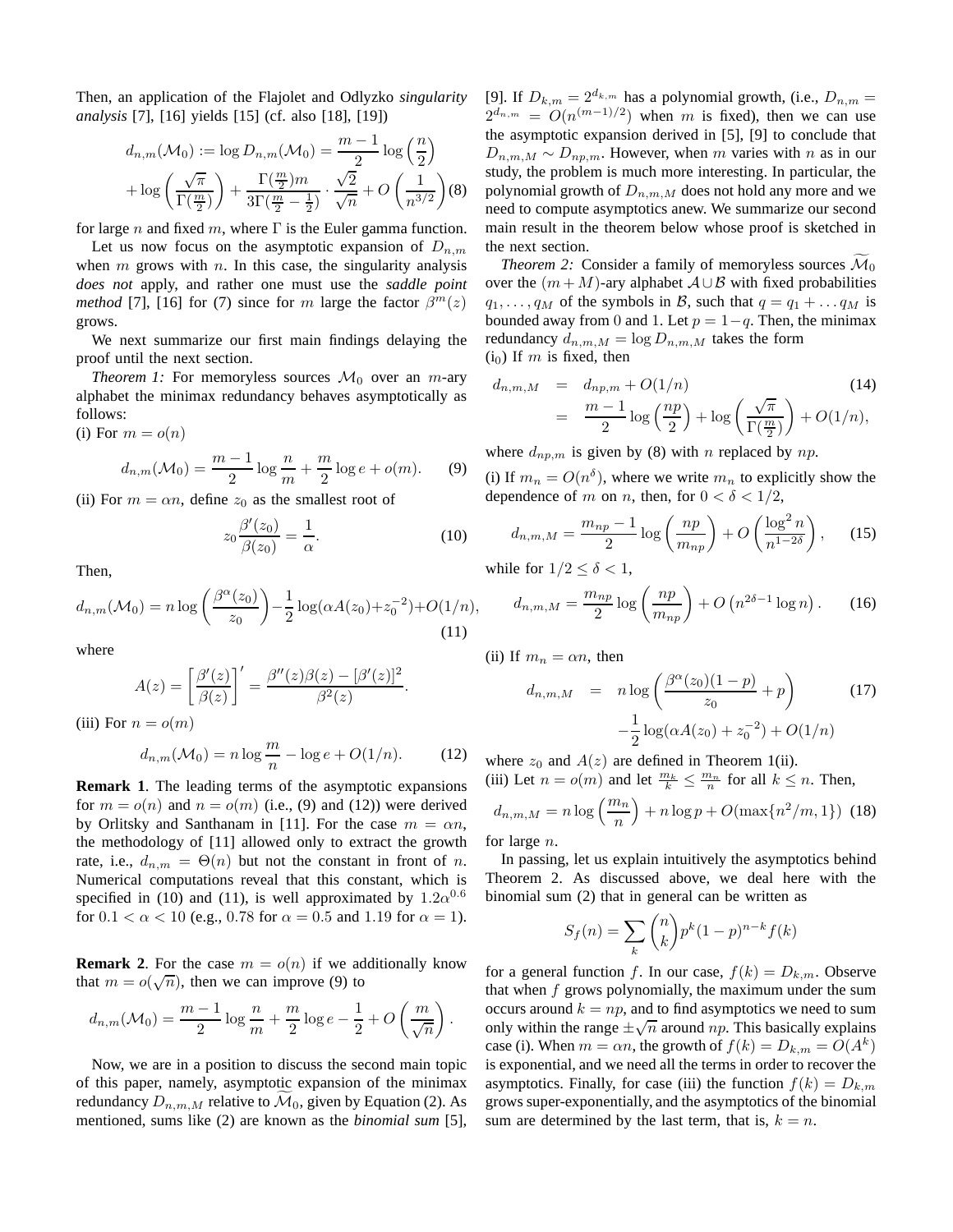Then, an application of the Flajolet and Odlyzko *singularity analysis* [7], [16] yields [15] (cf. also [18], [19])

$$d_{n,m}(\mathcal{M}_0) := \log D_{n,m}(\mathcal{M}_0) = \frac{m-1}{2}\log\left(\frac{n}{2}\right) + \log\left(\frac{\sqrt{\pi}}{\Gamma(\frac{m}{2})}\right) + \frac{\Gamma(\frac{m}{2})m}{3\Gamma(\frac{m}{2}-\frac{1}{2})}\cdot\frac{\sqrt{2}}{\sqrt{n}} + O\left(\frac{1}{n^{3/2}}\right) \quad (8)$$

for large $n$ and fixed $m$, where $\Gamma$ is the Euler gamma function.

Let us now focus on the asymptotic expansion of $D_{n,m}$ when $m$ grows with $n$. In this case, the singularity analysis *does not* apply, and rather one must use the *saddle point method* [7], [16] for (7) since for $m$ large the factor $\beta^m(z)$ grows.

We next summarize our first main findings delaying the proof until the next section.

*Theorem 1:* For memoryless sources $\mathcal{M}_0$ over an $m$-ary alphabet the minimax redundancy behaves asymptotically as follows:

(i) For $m = o(n)$

$$d_{n,m}(\mathcal{M}_0) = \frac{m-1}{2}\log\frac{n}{m} + \frac{m}{2}\log e + o(m). \quad (9)$$

(ii) For $m = \alpha n$, define $z_0$ as the smallest root of

$$z_0\frac{\beta'(z_0)}{\beta(z_0)} = \frac{1}{\alpha}. \quad (10)$$

Then,

$$d_{n,m}(\mathcal{M}_0) = n\log\left(\frac{\beta^{\alpha}(z_0)}{z_0}\right) - \frac{1}{2}\log(\alpha A(z_0) + z_0^{-2}) + O(1/n), \quad (11)$$

where

$$A(z) = \left[\frac{\beta'(z)}{\beta(z)}\right]' = \frac{\beta''(z)\beta(z) - [\beta'(z)]^2}{\beta^2(z)}.$$

(iii) For $n = o(m)$

$$d_{n,m}(\mathcal{M}_0) = n\log\frac{m}{n} - \log e + O(1/n). \quad (12)$$

**Remark 1**. The leading terms of the asymptotic expansions for $m = o(n)$ and $n = o(m)$ (i.e., (9) and (12)) were derived by Orlitsky and Santhanam in [11]. For the case $m = \alpha n$, the methodology of [11] allowed only to extract the growth rate, i.e., $d_{n,m} = \Theta(n)$ but not the constant in front of $n$. Numerical computations reveal that this constant, which is specified in (10) and (11), is well approximated by $1.2\alpha^{0.6}$ for $0.1 < \alpha < 10$ (e.g., $0.78$ for $\alpha = 0.5$ and $1.19$ for $\alpha = 1$).

**Remark 2**. For the case $m = o(n)$ if we additionally know that $m = o(\sqrt{n})$, then we can improve (9) to

$$d_{n,m}(\mathcal{M}_0) = \frac{m-1}{2}\log\frac{n}{m} + \frac{m}{2}\log e - \frac{1}{2} + O\left(\frac{m}{\sqrt{n}}\right).$$

Now, we are in a position to discuss the second main topic of this paper, namely, asymptotic expansion of the minimax redundancy $D_{n,m,M}$ relative to $\widetilde{\mathcal{M}}_0$, given by Equation (2). As mentioned, sums like (2) are known as the *binomial sum* [5], [9]. If $D_{k,m} = 2^{d_{k,m}}$ has a polynomial growth, (i.e., $D_{n,m} = 2^{d_{n,m}} = O(n^{(m-1)/2})$ when $m$ is fixed), then we can use the asymptotic expansion derived in [5], [9] to conclude that $D_{n,m,M} \sim D_{np,m}$. However, when $m$ varies with $n$ as in our study, the problem is much more interesting. In particular, the polynomial growth of $D_{n,m}$ does not hold any more and we need to compute asymptotics anew. We summarize our second main result in the theorem below whose proof is sketched in the next section.

*Theorem 2:* Consider a family of memoryless sources $\widetilde{\mathcal{M}}_0$ over the $(m+M)$-ary alphabet $\mathcal{A}\cup\mathcal{B}$ with fixed probabilities $q_1,\ldots,q_M$ of the symbols in $\mathcal{B}$, such that $q = q_1 + \ldots q_M$ is bounded away from 0 and 1. Let $p = 1-q$. Then, the minimax redundancy $d_{n,m,M} = \log D_{n,m,M}$ takes the form

($\mathrm{i}_0$) If $m$ is fixed, then

$$\begin{aligned} d_{n,m,M} &= d_{np,m} + O(1/n) \\ &= \frac{m-1}{2}\log\left(\frac{np}{2}\right) + \log\left(\frac{\sqrt{\pi}}{\Gamma(\frac{m}{2})}\right) + O(1/n), \end{aligned} \quad (14)$$

where $d_{np,m}$ is given by (8) with $n$ replaced by $np$.

(i) If $m_n = O(n^{\delta})$, where we write $m_n$ to explicitly show the dependence of $m$ on $n$, then, for $0 < \delta < 1/2$,

$$d_{n,m,M} = \frac{m_{np}-1}{2}\log\left(\frac{np}{m_{np}}\right) + O\left(\frac{\log^2 n}{n^{1-2\delta}}\right), \quad (15)$$

while for $1/2 \le \delta < 1$,

$$d_{n,m,M} = \frac{m_{np}}{2}\log\left(\frac{np}{m_{np}}\right) + O\left(n^{2\delta-1}\log n\right). \quad (16)$$

(ii) If $m_n = \alpha n$, then

$$\begin{aligned} d_{n,m,M} &= n\log\left(\frac{\beta^{\alpha}(z_0)(1-p)}{z_0} + p\right) \\ &\quad - \frac{1}{2}\log(\alpha A(z_0) + z_0^{-2}) + O(1/n) \end{aligned} \quad (17)$$

where $z_0$ and $A(z)$ are defined in Theorem 1(ii).

(iii) Let $n = o(m)$ and let $\frac{m_k}{k} \le \frac{m_n}{n}$ for all $k \le n$. Then,

$$d_{n,m,M} = n\log\left(\frac{m_n}{n}\right) + n\log p + O(\max\{n^2/m, 1\}) \quad (18)$$

for large $n$.

In passing, let us explain intuitively the asymptotics behind Theorem 2. As discussed above, we deal here with the binomial sum (2) that in general can be written as

$$S_f(n) = \sum_k \binom{n}{k} p^k (1-p)^{n-k} f(k)$$

for a general function $f$. In our case, $f(k) = D_{k,m}$. Observe that when $f$ grows polynomially, the maximum under the sum occurs around $k = np$, and to find asymptotics we need to sum only within the range $\pm\sqrt{n}$ around $np$. This basically explains case (i). When $m = \alpha n$, the growth of $f(k) = D_{k,m} = O(A^k)$ is exponential, and we need all the terms in order to recover the asymptotics. Finally, for case (iii) the function $f(k) = D_{k,m}$ grows super-exponentially, and the asymptotics of the binomial sum are determined by the last term, that is, $k = n$.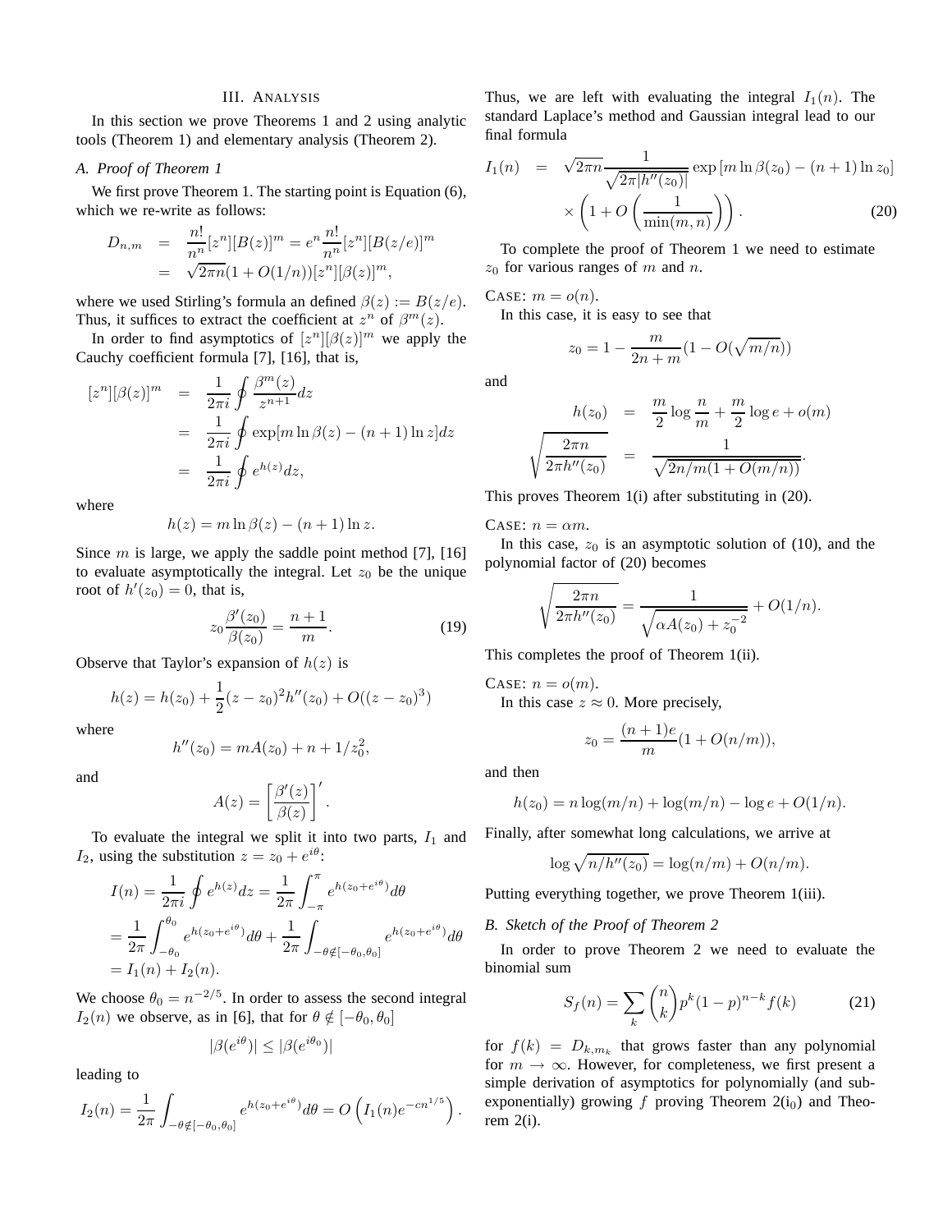## III. Analysis

In this section we prove Theorems 1 and 2 using analytic tools (Theorem 1) and elementary analysis (Theorem 2).

### *A. Proof of Theorem 1*

We first prove Theorem 1. The starting point is Equation (6), which we re-write as follows:

$$
\begin{aligned}
D_{n,m} &= \frac{n!}{n^n}[z^n][B(z)]^m = e^n \frac{n!}{n^n}[z^n][B(z/e)]^m \\
&= \sqrt{2\pi n}(1 + O(1/n))[z^n][\beta(z)]^m,
\end{aligned}
$$

where we used Stirling's formula an defined $\beta(z) := B(z/e)$. Thus, it suffices to extract the coefficient at $z^n$ of $\beta^m(z)$.

In order to find asymptotics of $[z^n][\beta(z)]^m$ we apply the Cauchy coefficient formula [7], [16], that is,

$$
\begin{aligned}
[z^n][\beta(z)]^m &= \frac{1}{2\pi i} \oint \frac{\beta^m(z)}{z^{n+1}} dz \\
&= \frac{1}{2\pi i} \oint \exp[m \ln \beta(z) - (n+1) \ln z] dz \\
&= \frac{1}{2\pi i} \oint e^{h(z)} dz,
\end{aligned}
$$

where

$$h(z) = m \ln \beta(z) - (n+1) \ln z.$$

Since $m$ is large, we apply the saddle point method [7], [16] to evaluate asymptotically the integral. Let $z_0$ be the unique root of $h'(z_0) = 0$, that is,

$$z_0 \frac{\beta'(z_0)}{\beta(z_0)} = \frac{n+1}{m}. \qquad (19)$$

Observe that Taylor's expansion of $h(z)$ is

$$h(z) = h(z_0) + \frac{1}{2}(z - z_0)^2 h''(z_0) + O((z - z_0)^3)$$

where

$$h''(z_0) = mA(z_0) + n + 1/z_0^2,$$

and

$$A(z) = \left[\frac{\beta'(z)}{\beta(z)}\right]'.$$

To evaluate the integral we split it into two parts, $I_1$ and $I_2$, using the substitution $z = z_0 + e^{i\theta}$:

$$
\begin{aligned}
I(n) &= \frac{1}{2\pi i} \oint e^{h(z)} dz = \frac{1}{2\pi} \int_{-\pi}^{\pi} e^{h(z_0 + e^{i\theta})} d\theta \\
&= \frac{1}{2\pi} \int_{-\theta_0}^{\theta_0} e^{h(z_0 + e^{i\theta})} d\theta + \frac{1}{2\pi} \int_{-\theta \notin [-\theta_0, \theta_0]} e^{h(z_0 + e^{i\theta})} d\theta \\
&= I_1(n) + I_2(n).
\end{aligned}
$$

We choose $\theta_0 = n^{-2/5}$. In order to assess the second integral $I_2(n)$ we observe, as in [6], that for $\theta \notin [-\theta_0, \theta_0]$

$$|\beta(e^{i\theta})| \le |\beta(e^{i\theta_0})|$$

leading to

$$I_2(n) = \frac{1}{2\pi} \int_{-\theta \notin [-\theta_0, \theta_0]} e^{h(z_0 + e^{i\theta})} d\theta = O\left(I_1(n) e^{-cn^{1/5}}\right).$$

Thus, we are left with evaluating the integral $I_1(n)$. The standard Laplace's method and Gaussian integral lead to our final formula

$$
\begin{aligned}
I_1(n) &= \sqrt{2\pi n} \frac{1}{\sqrt{2\pi |h''(z_0)|}} \exp\left[m \ln \beta(z_0) - (n+1) \ln z_0\right] \\
&\quad \times \left(1 + O\left(\frac{1}{\min(m,n)}\right)\right). \qquad (20)
\end{aligned}
$$

To complete the proof of Theorem 1 we need to estimate $z_0$ for various ranges of $m$ and $n$.

Case: $m = o(n)$.

In this case, it is easy to see that

$$z_0 = 1 - \frac{m}{2n + m}(1 - O(\sqrt{m/n}))$$

and

$$
\begin{aligned}
h(z_0) &= \frac{m}{2} \log \frac{n}{m} + \frac{m}{2} \log e + o(m) \\
\sqrt{\frac{2\pi n}{2\pi h''(z_0)}} &= \frac{1}{\sqrt{2n/m(1 + O(m/n))}}.
\end{aligned}
$$

This proves Theorem 1(i) after substituting in (20).

Case: $n = \alpha m$.

In this case, $z_0$ is an asymptotic solution of (10), and the polynomial factor of (20) becomes

$$\sqrt{\frac{2\pi n}{2\pi h''(z_0)}} = \frac{1}{\sqrt{\alpha A(z_0) + z_0^{-2}}} + O(1/n).$$

This completes the proof of Theorem 1(ii).

Case: $n = o(m)$.

In this case $z \approx 0$. More precisely,

$$z_0 = \frac{(n+1)e}{m}(1 + O(n/m)),$$

and then

$$h(z_0) = n \log(m/n) + \log(m/n) - \log e + O(1/n).$$

Finally, after somewhat long calculations, we arrive at

$$\log \sqrt{n/h''(z_0)} = \log(n/m) + O(n/m).$$

Putting everything together, we prove Theorem 1(iii).

### *B. Sketch of the Proof of Theorem 2*

In order to prove Theorem 2 we need to evaluate the binomial sum

$$S_f(n) = \sum_k \binom{n}{k} p^k (1-p)^{n-k} f(k) \qquad (21)$$

for $f(k) = D_{k,m_k}$ that grows faster than any polynomial for $m \to \infty$. However, for completeness, we first present a simple derivation of asymptotics for polynomially (and sub-exponentially) growing $f$ proving Theorem 2($i_0$) and Theorem 2(i).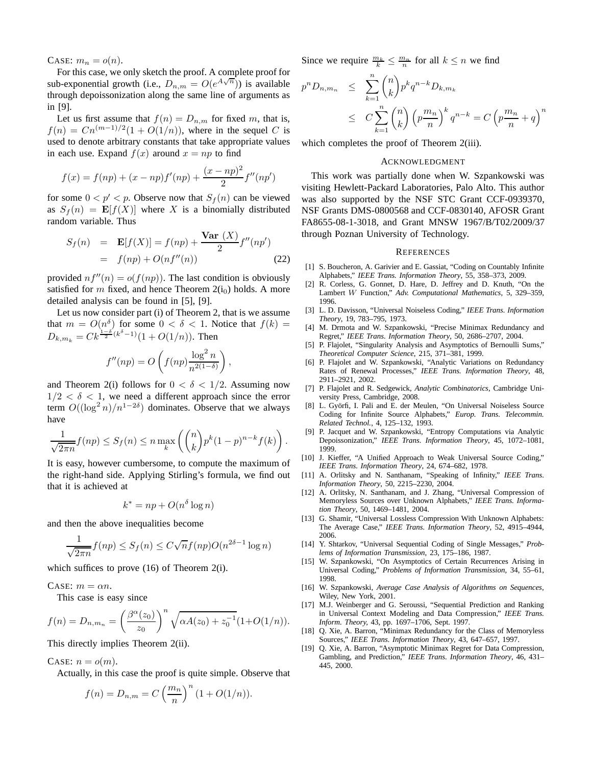CASE: $m_n = o(n)$.

For this case, we only sketch the proof. A complete proof for sub-exponential growth (i.e., $D_{n,m} = O(e^{A\sqrt{n}})$) is available through depoissonization along the same line of arguments as in [9].

Let us first assume that $f(n) = D_{n,m}$ for fixed $m$, that is, $f(n) = Cn^{(m-1)/2}(1 + O(1/n))$, where in the sequel $C$ is used to denote arbitrary constants that take appropriate values in each use. Expand $f(x)$ around $x = np$ to find

$$f(x) = f(np) + (x - np)f'(np) + \frac{(x - np)^2}{2} f''(np')$$

for some $0 < p' < p$. Observe now that $S_f(n)$ can be viewed as $S_f(n) = \mathbf{E}[f(X)]$ where $X$ is a binomially distributed random variable. Thus

$$\begin{aligned} S_f(n) &= \mathbf{E}[f(X)] = f(np) + \frac{\mathbf{Var}\ (X)}{2} f''(np') \\ &= f(np) + O(nf''(n)) \end{aligned} \quad (22)$$

provided $nf''(n) = o(f(np))$. The last condition is obviously satisfied for $m$ fixed, and hence Theorem 2(i$_0$) holds. A more detailed analysis can be found in [5], [9].

Let us now consider part (i) of Theorem 2, that is we assume that $m = O(n^\delta)$ for some $0 < \delta < 1$. Notice that $f(k) = D_{k,m_k} = Ck^{\frac{1-\delta}{2}(k^\delta - 1)}(1 + O(1/n))$. Then

$$f''(np) = O\left(f(np)\frac{\log^2 n}{n^{2(1-\delta)}}\right),$$

and Theorem 2(i) follows for $0 < \delta < 1/2$. Assuming now $1/2 < \delta < 1$, we need a different approach since the error term $O((\log^2 n)/n^{1-2\delta})$ dominates. Observe that we always have

$$\frac{1}{\sqrt{2\pi n}} f(np) \le S_f(n) \le n \max_k \left(\binom{n}{k} p^k (1-p)^{n-k} f(k)\right).$$

It is easy, however cumbersome, to compute the maximum of the right-hand side. Applying Stirling's formula, we find out that it is achieved at

$$k^* = np + O(n^\delta \log n)$$

and then the above inequalities become

$$\frac{1}{\sqrt{2\pi n}} f(np) \le S_f(n) \le C\sqrt{n} f(np) O(n^{2\delta - 1} \log n)$$

which suffices to prove (16) of Theorem 2(i).

CASE: $m = \alpha n$.

This case is easy since

$$f(n) = D_{n,m_n} = \left(\frac{\beta^\alpha(z_0)}{z_0}\right)^n \sqrt{\alpha A(z_0) + z_0^{-1}}(1 + O(1/n)).$$

This directly implies Theorem 2(ii).

CASE: $n = o(m)$.

Actually, in this case the proof is quite simple. Observe that

$$f(n) = D_{n,m} = C\left(\frac{m_n}{n}\right)^n (1 + O(1/n)).$$

Since we require $\frac{m_k}{k} \le \frac{m_n}{n}$ for all $k \le n$ we find

$$\begin{aligned} p^n D_{n,m_n} &\le \sum_{k=1}^{n} \binom{n}{k} p^k q^{n-k} D_{k,m_k} \\ &\le C \sum_{k=1}^{n} \binom{n}{k} \left(p\frac{m_n}{n}\right)^k q^{n-k} = C\left(p\frac{m_n}{n} + q\right)^n \end{aligned}$$

which completes the proof of Theorem 2(iii).

## ACKNOWLEDGMENT

This work was partially done when W. Szpankowski was visiting Hewlett-Packard Laboratories, Palo Alto. This author was also supported by the NSF STC Grant CCF-0939370, NSF Grants DMS-0800568 and CCF-0830140, AFOSR Grant FA8655-08-1-3018, and Grant MNSW 1967/B/T02/2009/37 through Poznan University of Technology.

## REFERENCES

[1] S. Boucheron, A. Garivier and E. Gassiat, "Coding on Countably Infinite Alphabets," *IEEE Trans. Information Theory*, 55, 358–373, 2009.

[2] R. Corless, G. Gonnet, D. Hare, D. Jeffrey and D. Knuth, "On the Lambert $W$ Function," *Adv. Computational Mathematics*, 5, 329–359, 1996.

[3] L. D. Davisson, "Universal Noiseless Coding," *IEEE Trans. Information Theory*, 19, 783–795, 1973.

[4] M. Drmota and W. Szpankowski, "Precise Minimax Redundancy and Regret," *IEEE Trans. Information Theory*, 50, 2686–2707, 2004.

[5] P. Flajolet, "Singularity Analysis and Asymptotics of Bernoulli Sums," *Theoretical Computer Science*, 215, 371–381, 1999.

[6] P. Flajolet and W. Szpankowski, "Analytic Variations on Redundancy Rates of Renewal Processes," *IEEE Trans. Information Theory*, 48, 2911–2921, 2002.

[7] P. Flajolet and R. Sedgewick, *Analytic Combinatorics*, Cambridge University Press, Cambridge, 2008.

[8] L. Györfi, I. Pali and E. der Meulen, "On Universal Noiseless Source Coding for Infinite Source Alphabets," *Europ. Trans. Telecommin. Related Technol.*, 4, 125–132, 1993.

[9] P. Jacquet and W. Szpankowski, "Entropy Computations via Analytic Depoissonization," *IEEE Trans. Information Theory*, 45, 1072–1081, 1999.

[10] J. Kieffer, "A Unified Approach to Weak Universal Source Coding," *IEEE Trans. Information Theory*, 24, 674–682, 1978.

[11] A. Orlitsky and N. Santhanam, "Speaking of Infinity," *IEEE Trans. Information Theory*, 50, 2215–2230, 2004.

[12] A. Orlitsky, N. Santhanam, and J. Zhang, "Universal Compression of Memoryless Sources over Unknown Alphabets," *IEEE Trans. Information Theory*, 50, 1469–1481, 2004.

[13] G. Shamir, "Universal Lossless Compression With Unknown Alphabets: The Average Case," *IEEE Trans. Information Theory*, 52, 4915–4944, 2006.

[14] Y. Shtarkov, "Universal Sequential Coding of Single Messages," *Problems of Information Transmission*, 23, 175–186, 1987.

[15] W. Szpankowski, "On Asymptotics of Certain Recurrences Arising in Universal Coding," *Problems of Information Transmission*, 34, 55–61, 1998.

[16] W. Szpankowski, *Average Case Analysis of Algorithms on Sequences*, Wiley, New York, 2001.

[17] M.J. Weinberger and G. Seroussi, "Sequential Prediction and Ranking in Universal Context Modeling and Data Compression," *IEEE Trans. Inform. Theory*, 43, pp. 1697–1706, Sept. 1997.

[18] Q. Xie, A. Barron, "Minimax Redundancy for the Class of Memoryless Sources," *IEEE Trans. Information Theory*, 43, 647–657, 1997.

[19] Q. Xie, A. Barron, "Asymptotic Minimax Regret for Data Compression, Gambling, and Prediction," *IEEE Trans. Information Theory*, 46, 431–445, 2000.